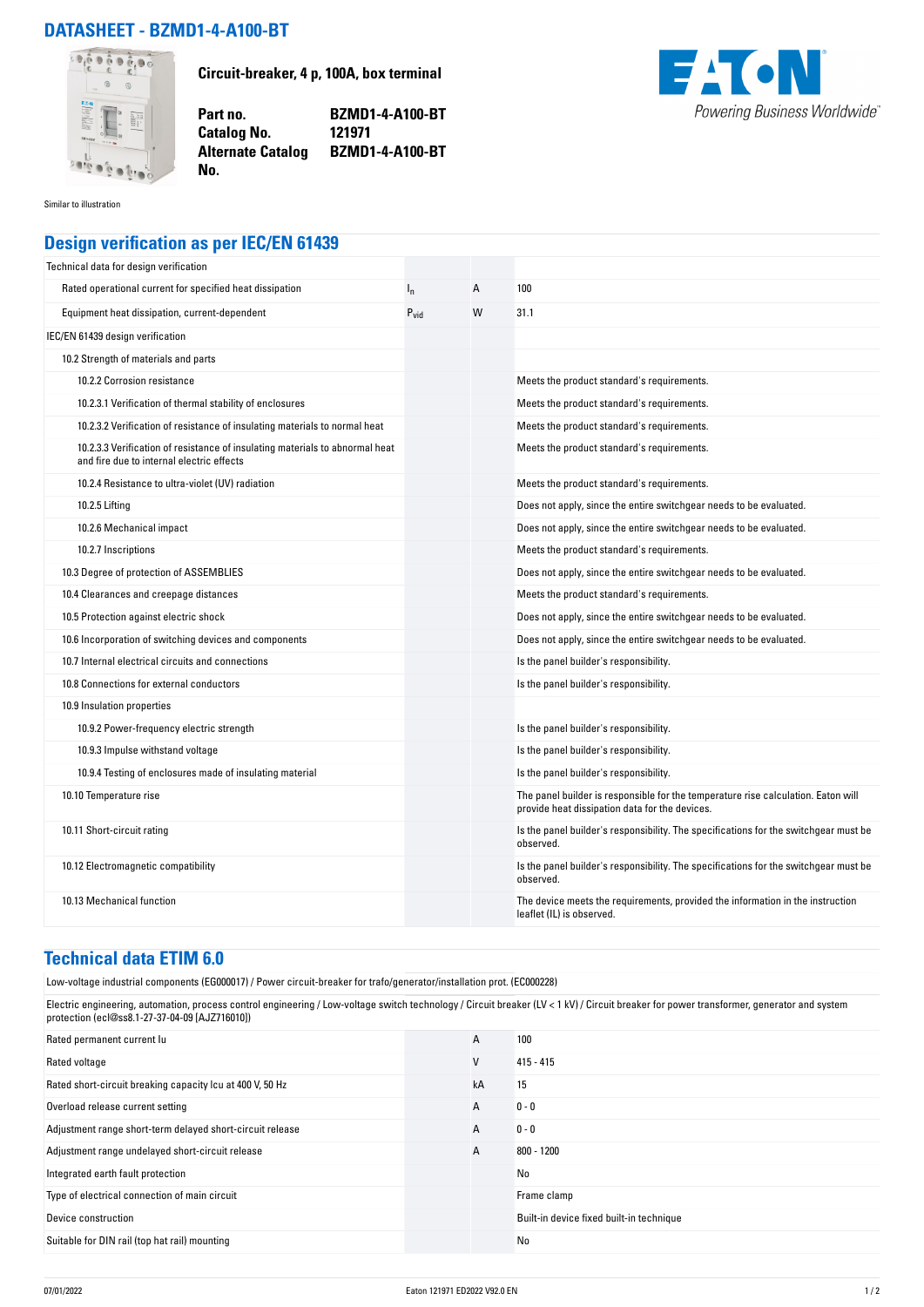# DATASHEET - BZMD1-4-A100-BT

**Circuit-breaker, 4 p, 100A, box terminal**

| | |
|---|---|
| **Part no.** | **BZMD1-4-A100-BT** |
| **Catalog No.** | **121971** |
| **Alternate Catalog No.** | **BZMD1-4-A100-BT** |

Similar to illustration

## Design verification as per IEC/EN 61439

| | | | |
|---|---|---|---|
| Technical data for design verification | | | |
| Rated operational current for specified heat dissipation | $I_n$ | A | 100 |
| Equipment heat dissipation, current-dependent | $P_{vid}$ | W | 31.1 |
| IEC/EN 61439 design verification | | | |
| 10.2 Strength of materials and parts | | | |
| 10.2.2 Corrosion resistance | | | Meets the product standard's requirements. |
| 10.2.3.1 Verification of thermal stability of enclosures | | | Meets the product standard's requirements. |
| 10.2.3.2 Verification of resistance of insulating materials to normal heat | | | Meets the product standard's requirements. |
| 10.2.3.3 Verification of resistance of insulating materials to abnormal heat and fire due to internal electric effects | | | Meets the product standard's requirements. |
| 10.2.4 Resistance to ultra-violet (UV) radiation | | | Meets the product standard's requirements. |
| 10.2.5 Lifting | | | Does not apply, since the entire switchgear needs to be evaluated. |
| 10.2.6 Mechanical impact | | | Does not apply, since the entire switchgear needs to be evaluated. |
| 10.2.7 Inscriptions | | | Meets the product standard's requirements. |
| 10.3 Degree of protection of ASSEMBLIES | | | Does not apply, since the entire switchgear needs to be evaluated. |
| 10.4 Clearances and creepage distances | | | Meets the product standard's requirements. |
| 10.5 Protection against electric shock | | | Does not apply, since the entire switchgear needs to be evaluated. |
| 10.6 Incorporation of switching devices and components | | | Does not apply, since the entire switchgear needs to be evaluated. |
| 10.7 Internal electrical circuits and connections | | | Is the panel builder's responsibility. |
| 10.8 Connections for external conductors | | | Is the panel builder's responsibility. |
| 10.9 Insulation properties | | | |
| 10.9.2 Power-frequency electric strength | | | Is the panel builder's responsibility. |
| 10.9.3 Impulse withstand voltage | | | Is the panel builder's responsibility. |
| 10.9.4 Testing of enclosures made of insulating material | | | Is the panel builder's responsibility. |
| 10.10 Temperature rise | | | The panel builder is responsible for the temperature rise calculation. Eaton will provide heat dissipation data for the devices. |
| 10.11 Short-circuit rating | | | Is the panel builder's responsibility. The specifications for the switchgear must be observed. |
| 10.12 Electromagnetic compatibility | | | Is the panel builder's responsibility. The specifications for the switchgear must be observed. |
| 10.13 Mechanical function | | | The device meets the requirements, provided the information in the instruction leaflet (IL) is observed. |

## Technical data ETIM 6.0

Low-voltage industrial components (EG000017) / Power circuit-breaker for trafo/generator/installation prot. (EC000228)

Electric engineering, automation, process control engineering / Low-voltage switch technology / Circuit breaker (LV < 1 kV) / Circuit breaker for power transformer, generator and system protection (ecl@ss8.1-27-37-04-09 [AJZ716010])

| | | |
|---|---|---|
| Rated permanent current Iu | A | 100 |
| Rated voltage | V | 415 - 415 |
| Rated short-circuit breaking capacity Icu at 400 V, 50 Hz | kA | 15 |
| Overload release current setting | A | 0 - 0 |
| Adjustment range short-term delayed short-circuit release | A | 0 - 0 |
| Adjustment range undelayed short-circuit release | A | 800 - 1200 |
| Integrated earth fault protection | | No |
| Type of electrical connection of main circuit | | Frame clamp |
| Device construction | | Built-in device fixed built-in technique |
| Suitable for DIN rail (top hat rail) mounting | | No |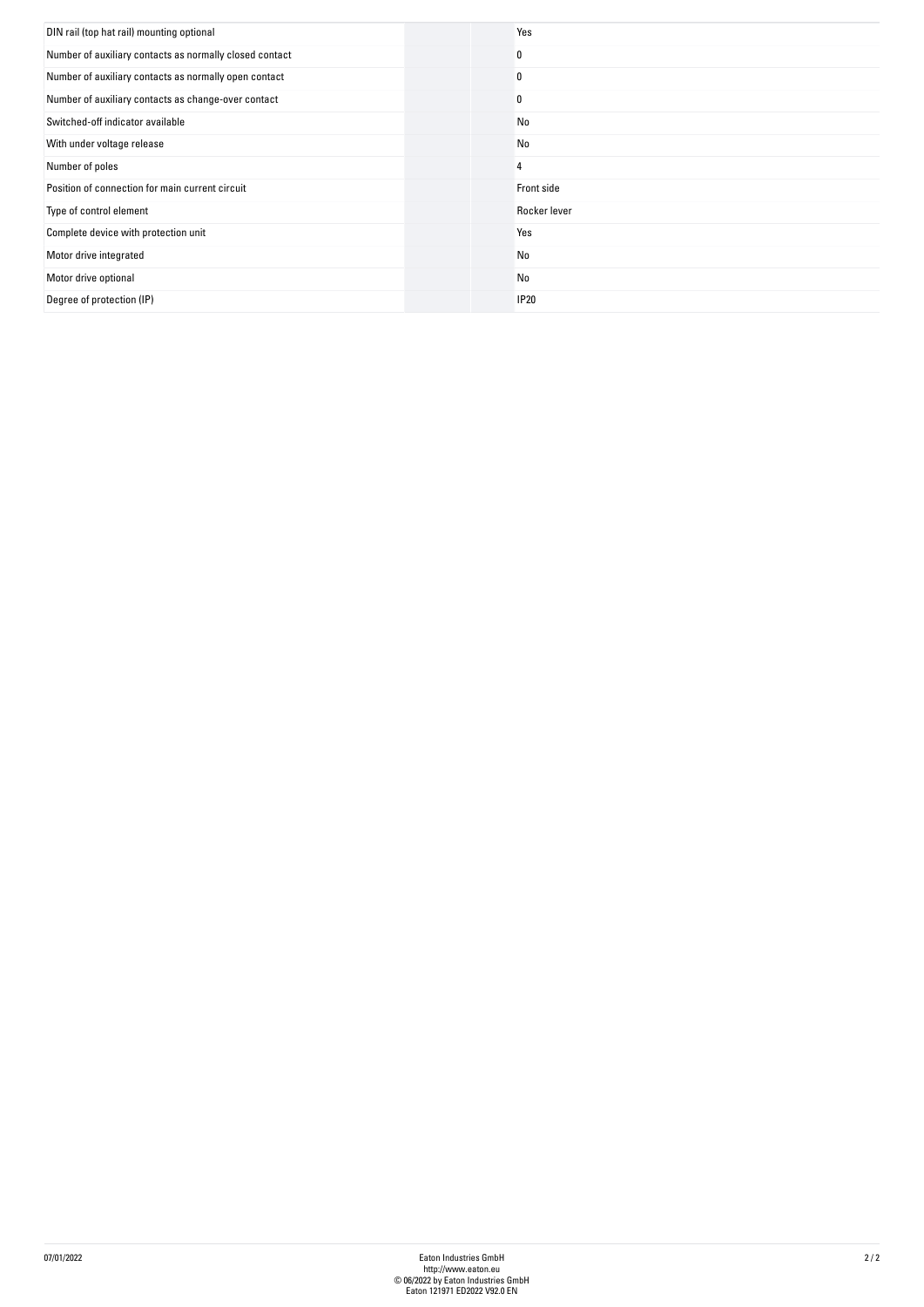| | | |
|---|---|---|
| DIN rail (top hat rail) mounting optional | | Yes |
| Number of auxiliary contacts as normally closed contact | | 0 |
| Number of auxiliary contacts as normally open contact | | 0 |
| Number of auxiliary contacts as change-over contact | | 0 |
| Switched-off indicator available | | No |
| With under voltage release | | No |
| Number of poles | | 4 |
| Position of connection for main current circuit | | Front side |
| Type of control element | | Rocker lever |
| Complete device with protection unit | | Yes |
| Motor drive integrated | | No |
| Motor drive optional | | No |
| Degree of protection (IP) | | IP20 |